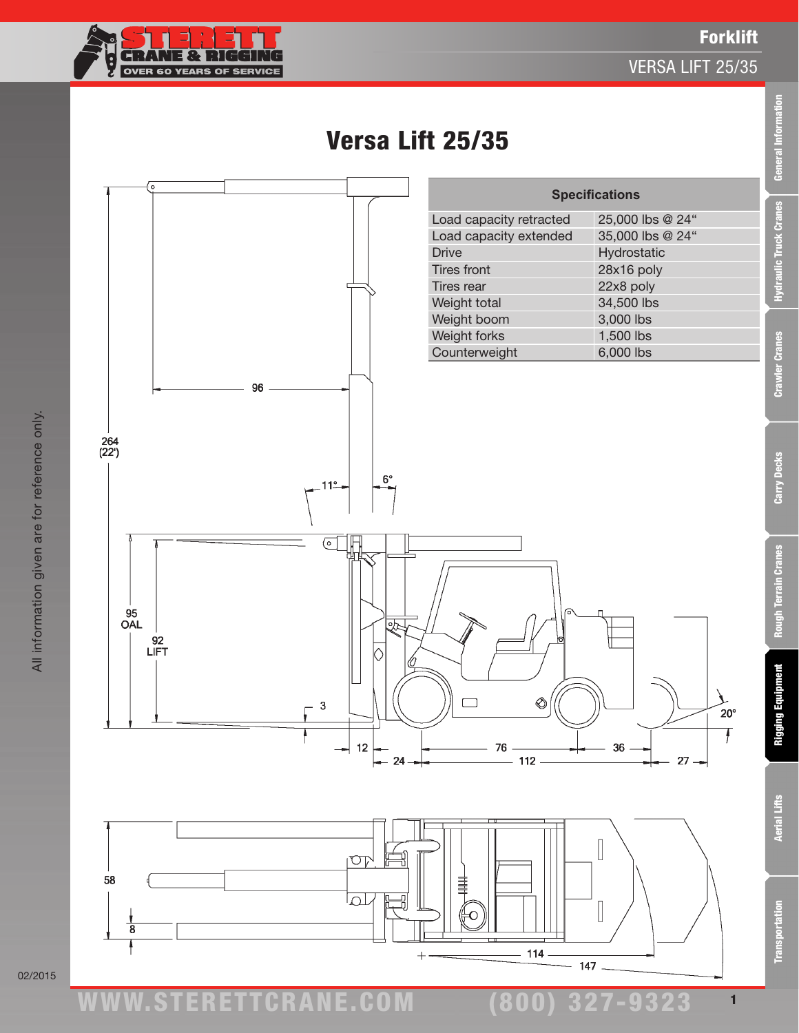# Versa Lift 25/35

| Specifications | |
|---|---|
| Load capacity retracted | 25,000 lbs @ 24“ |
| Load capacity extended | 35,000 lbs @ 24“ |
| Drive | Hydrostatic |
| Tires front | 28x16 poly |
| Tires rear | 22x8 poly |
| Weight total | 34,500 lbs |
| Weight boom | 3,000 lbs |
| Weight forks | 1,500 lbs |
| Counterweight | 6,000 lbs |

All information given are for reference only.

02/2015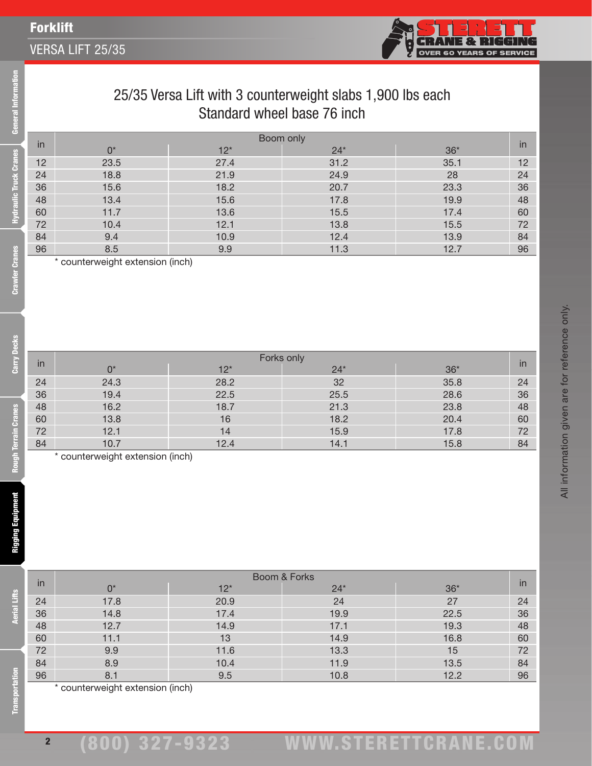# 25/35 Versa Lift with 3 counterweight slabs 1,900 lbs each
## Standard wheel base 76 inch

| in | Boom only | | | | in |
|---|---|---|---|---|---|
| | 0* | 12* | 24* | 36* | |
| 12 | 23.5 | 27.4 | 31.2 | 35.1 | 12 |
| 24 | 18.8 | 21.9 | 24.9 | 28 | 24 |
| 36 | 15.6 | 18.2 | 20.7 | 23.3 | 36 |
| 48 | 13.4 | 15.6 | 17.8 | 19.9 | 48 |
| 60 | 11.7 | 13.6 | 15.5 | 17.4 | 60 |
| 72 | 10.4 | 12.1 | 13.8 | 15.5 | 72 |
| 84 | 9.4 | 10.9 | 12.4 | 13.9 | 84 |
| 96 | 8.5 | 9.9 | 11.3 | 12.7 | 96 |

* counterweight extension (inch)

| in | Forks only | | | | in |
|---|---|---|---|---|---|
| | 0* | 12* | 24* | 36* | |
| 24 | 24.3 | 28.2 | 32 | 35.8 | 24 |
| 36 | 19.4 | 22.5 | 25.5 | 28.6 | 36 |
| 48 | 16.2 | 18.7 | 21.3 | 23.8 | 48 |
| 60 | 13.8 | 16 | 18.2 | 20.4 | 60 |
| 72 | 12.1 | 14 | 15.9 | 17.8 | 72 |
| 84 | 10.7 | 12.4 | 14.1 | 15.8 | 84 |

* counterweight extension (inch)

| in | Boom & Forks | | | | in |
|---|---|---|---|---|---|
| | 0* | 12* | 24* | 36* | |
| 24 | 17.8 | 20.9 | 24 | 27 | 24 |
| 36 | 14.8 | 17.4 | 19.9 | 22.5 | 36 |
| 48 | 12.7 | 14.9 | 17.1 | 19.3 | 48 |
| 60 | 11.1 | 13 | 14.9 | 16.8 | 60 |
| 72 | 9.9 | 11.6 | 13.3 | 15 | 72 |
| 84 | 8.9 | 10.4 | 11.9 | 13.5 | 84 |
| 96 | 8.1 | 9.5 | 10.8 | 12.2 | 96 |

* counterweight extension (inch)

All information given are for reference only.